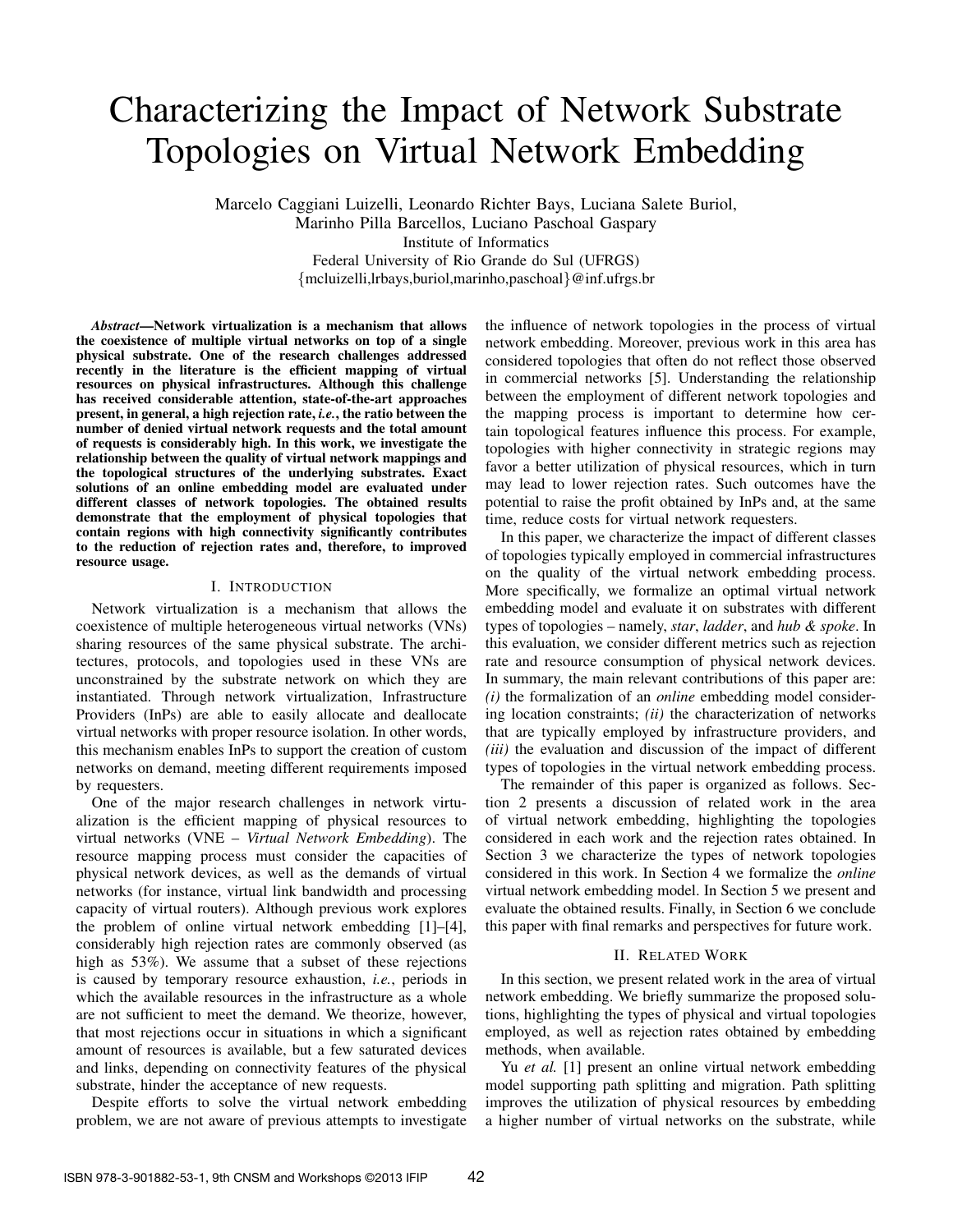# Characterizing the Impact of Network Substrate Topologies on Virtual Network Embedding

Marcelo Caggiani Luizelli, Leonardo Richter Bays, Luciana Salete Buriol,
Marinho Pilla Barcellos, Luciano Paschoal Gaspary
Institute of Informatics
Federal University of Rio Grande do Sul (UFRGS)
{mcluizelli,lrbays,buriol,marinho,paschoal}@inf.ufrgs.br

***Abstract*—Network virtualization is a mechanism that allows the coexistence of multiple virtual networks on top of a single physical substrate. One of the research challenges addressed recently in the literature is the efficient mapping of virtual resources on physical infrastructures. Although this challenge has received considerable attention, state-of-the-art approaches present, in general, a high rejection rate, *i.e.*, the ratio between the number of denied virtual network requests and the total amount of requests is considerably high. In this work, we investigate the relationship between the quality of virtual network mappings and the topological structures of the underlying substrates. Exact solutions of an online embedding model are evaluated under different classes of network topologies. The obtained results demonstrate that the employment of physical topologies that contain regions with high connectivity significantly contributes to the reduction of rejection rates and, therefore, to improved resource usage.**

## I. Introduction

Network virtualization is a mechanism that allows the coexistence of multiple heterogeneous virtual networks (VNs) sharing resources of the same physical substrate. The architectures, protocols, and topologies used in these VNs are unconstrained by the substrate network on which they are instantiated. Through network virtualization, Infrastructure Providers (InPs) are able to easily allocate and deallocate virtual networks with proper resource isolation. In other words, this mechanism enables InPs to support the creation of custom networks on demand, meeting different requirements imposed by requesters.

One of the major research challenges in network virtualization is the efficient mapping of physical resources to virtual networks (VNE – *Virtual Network Embedding*). The resource mapping process must consider the capacities of physical network devices, as well as the demands of virtual networks (for instance, virtual link bandwidth and processing capacity of virtual routers). Although previous work explores the problem of online virtual network embedding [1]–[4], considerably high rejection rates are commonly observed (as high as 53%). We assume that a subset of these rejections is caused by temporary resource exhaustion, *i.e.*, periods in which the available resources in the infrastructure as a whole are not sufficient to meet the demand. We theorize, however, that most rejections occur in situations in which a significant amount of resources is available, but a few saturated devices and links, depending on connectivity features of the physical substrate, hinder the acceptance of new requests.

Despite efforts to solve the virtual network embedding problem, we are not aware of previous attempts to investigate the influence of network topologies in the process of virtual network embedding. Moreover, previous work in this area has considered topologies that often do not reflect those observed in commercial networks [5]. Understanding the relationship between the employment of different network topologies and the mapping process is important to determine how certain topological features influence this process. For example, topologies with higher connectivity in strategic regions may favor a better utilization of physical resources, which in turn may lead to lower rejection rates. Such outcomes have the potential to raise the profit obtained by InPs and, at the same time, reduce costs for virtual network requesters.

In this paper, we characterize the impact of different classes of topologies typically employed in commercial infrastructures on the quality of the virtual network embedding process. More specifically, we formalize an optimal virtual network embedding model and evaluate it on substrates with different types of topologies – namely, *star*, *ladder*, and *hub & spoke*. In this evaluation, we consider different metrics such as rejection rate and resource consumption of physical network devices. In summary, the main relevant contributions of this paper are: *(i)* the formalization of an *online* embedding model considering location constraints; *(ii)* the characterization of networks that are typically employed by infrastructure providers, and *(iii)* the evaluation and discussion of the impact of different types of topologies in the virtual network embedding process.

The remainder of this paper is organized as follows. Section 2 presents a discussion of related work in the area of virtual network embedding, highlighting the topologies considered in each work and the rejection rates obtained. In Section 3 we characterize the types of network topologies considered in this work. In Section 4 we formalize the *online* virtual network embedding model. In Section 5 we present and evaluate the obtained results. Finally, in Section 6 we conclude this paper with final remarks and perspectives for future work.

## II. Related Work

In this section, we present related work in the area of virtual network embedding. We briefly summarize the proposed solutions, highlighting the types of physical and virtual topologies employed, as well as rejection rates obtained by embedding methods, when available.

Yu *et al.* [1] present an online virtual network embedding model supporting path splitting and migration. Path splitting improves the utilization of physical resources by embedding a higher number of virtual networks on the substrate, while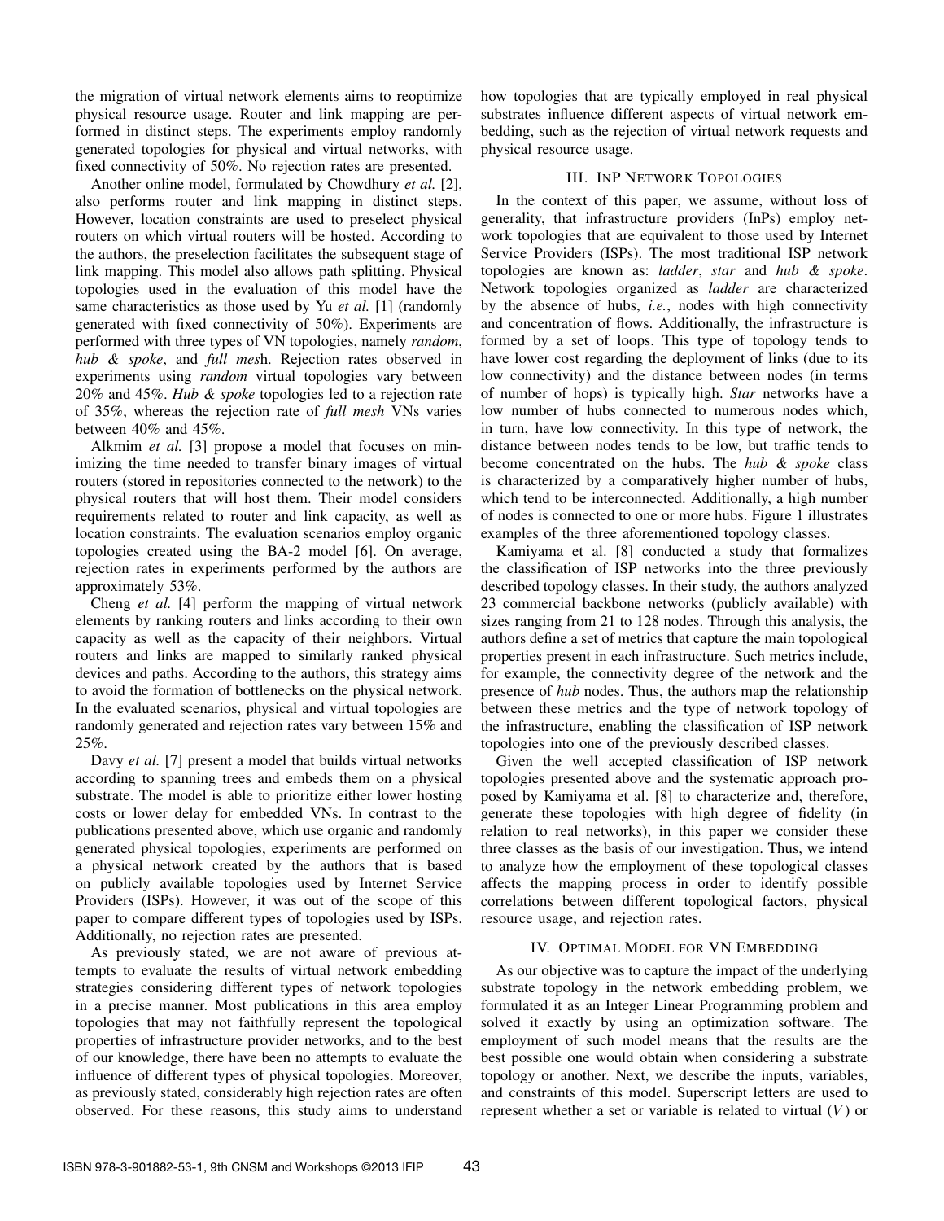the migration of virtual network elements aims to reoptimize physical resource usage. Router and link mapping are performed in distinct steps. The experiments employ randomly generated topologies for physical and virtual networks, with fixed connectivity of 50%. No rejection rates are presented.

Another online model, formulated by Chowdhury *et al.* [2], also performs router and link mapping in distinct steps. However, location constraints are used to preselect physical routers on which virtual routers will be hosted. According to the authors, the preselection facilitates the subsequent stage of link mapping. This model also allows path splitting. Physical topologies used in the evaluation of this model have the same characteristics as those used by Yu *et al.* [1] (randomly generated with fixed connectivity of 50%). Experiments are performed with three types of VN topologies, namely *random*, *hub & spoke*, and *full mes*h. Rejection rates observed in experiments using *random* virtual topologies vary between 20% and 45%. *Hub & spoke* topologies led to a rejection rate of 35%, whereas the rejection rate of *full mesh* VNs varies between 40% and 45%.

Alkmim *et al.* [3] propose a model that focuses on minimizing the time needed to transfer binary images of virtual routers (stored in repositories connected to the network) to the physical routers that will host them. Their model considers requirements related to router and link capacity, as well as location constraints. The evaluation scenarios employ organic topologies created using the BA-2 model [6]. On average, rejection rates in experiments performed by the authors are approximately 53%.

Cheng *et al.* [4] perform the mapping of virtual network elements by ranking routers and links according to their own capacity as well as the capacity of their neighbors. Virtual routers and links are mapped to similarly ranked physical devices and paths. According to the authors, this strategy aims to avoid the formation of bottlenecks on the physical network. In the evaluated scenarios, physical and virtual topologies are randomly generated and rejection rates vary between 15% and 25%.

Davy *et al.* [7] present a model that builds virtual networks according to spanning trees and embeds them on a physical substrate. The model is able to prioritize either lower hosting costs or lower delay for embedded VNs. In contrast to the publications presented above, which use organic and randomly generated physical topologies, experiments are performed on a physical network created by the authors that is based on publicly available topologies used by Internet Service Providers (ISPs). However, it was out of the scope of this paper to compare different types of topologies used by ISPs. Additionally, no rejection rates are presented.

As previously stated, we are not aware of previous attempts to evaluate the results of virtual network embedding strategies considering different types of network topologies in a precise manner. Most publications in this area employ topologies that may not faithfully represent the topological properties of infrastructure provider networks, and to the best of our knowledge, there have been no attempts to evaluate the influence of different types of physical topologies. Moreover, as previously stated, considerably high rejection rates are often observed. For these reasons, this study aims to understand how topologies that are typically employed in real physical substrates influence different aspects of virtual network embedding, such as the rejection of virtual network requests and physical resource usage.

## III. InP Network Topologies

In the context of this paper, we assume, without loss of generality, that infrastructure providers (InPs) employ network topologies that are equivalent to those used by Internet Service Providers (ISPs). The most traditional ISP network topologies are known as: *ladder*, *star* and *hub & spoke*. Network topologies organized as *ladder* are characterized by the absence of hubs, *i.e.*, nodes with high connectivity and concentration of flows. Additionally, the infrastructure is formed by a set of loops. This type of topology tends to have lower cost regarding the deployment of links (due to its low connectivity) and the distance between nodes (in terms of number of hops) is typically high. *Star* networks have a low number of hubs connected to numerous nodes which, in turn, have low connectivity. In this type of network, the distance between nodes tends to be low, but traffic tends to become concentrated on the hubs. The *hub & spoke* class is characterized by a comparatively higher number of hubs, which tend to be interconnected. Additionally, a high number of nodes is connected to one or more hubs. Figure 1 illustrates examples of the three aforementioned topology classes.

Kamiyama et al. [8] conducted a study that formalizes the classification of ISP networks into the three previously described topology classes. In their study, the authors analyzed 23 commercial backbone networks (publicly available) with sizes ranging from 21 to 128 nodes. Through this analysis, the authors define a set of metrics that capture the main topological properties present in each infrastructure. Such metrics include, for example, the connectivity degree of the network and the presence of *hub* nodes. Thus, the authors map the relationship between these metrics and the type of network topology of the infrastructure, enabling the classification of ISP network topologies into one of the previously described classes.

Given the well accepted classification of ISP network topologies presented above and the systematic approach proposed by Kamiyama et al. [8] to characterize and, therefore, generate these topologies with high degree of fidelity (in relation to real networks), in this paper we consider these three classes as the basis of our investigation. Thus, we intend to analyze how the employment of these topological classes affects the mapping process in order to identify possible correlations between different topological factors, physical resource usage, and rejection rates.

## IV. Optimal Model for VN Embedding

As our objective was to capture the impact of the underlying substrate topology in the network embedding problem, we formulated it as an Integer Linear Programming problem and solved it exactly by using an optimization software. The employment of such model means that the results are the best possible one would obtain when considering a substrate topology or another. Next, we describe the inputs, variables, and constraints of this model. Superscript letters are used to represent whether a set or variable is related to virtual ($V$) or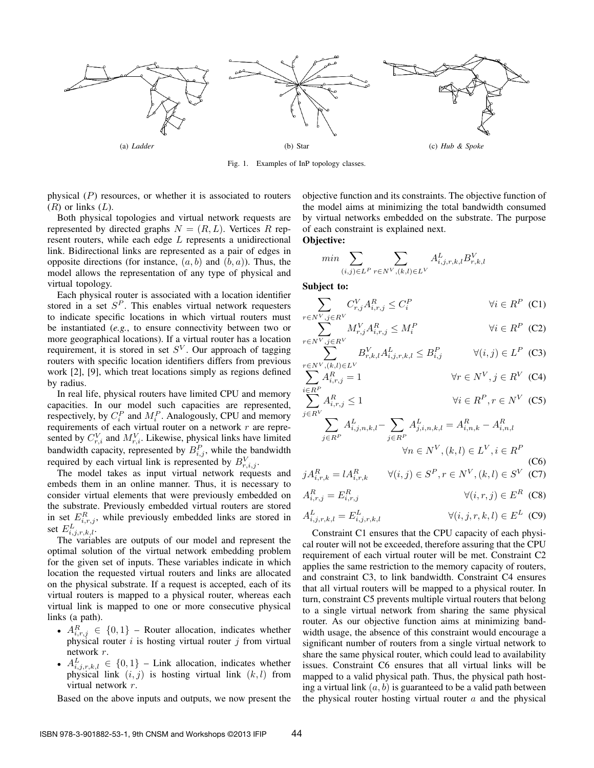(a) *Ladder* (b) Star (c) *Hub & Spoke*

Fig. 1. Examples of InP topology classes.

physical ($P$) resources, or whether it is associated to routers ($R$) or links ($L$).

Both physical topologies and virtual network requests are represented by directed graphs $N = (R, L)$. Vertices $R$ represent routers, while each edge $L$ represents a unidirectional link. Bidirectional links are represented as a pair of edges in opposite directions (for instance, $(a, b)$ and $(b, a)$). Thus, the model allows the representation of any type of physical and virtual topology.

Each physical router is associated with a location identifier stored in a set $S^P$. This enables virtual network requesters to indicate specific locations in which virtual routers must be instantiated (*e.g.*, to ensure connectivity between two or more geographical locations). If a virtual router has a location requirement, it is stored in set $S^V$. Our approach of tagging routers with specific location identifiers differs from previous work [2], [9], which treat locations simply as regions defined by radius.

In real life, physical routers have limited CPU and memory capacities. In our model such capacities are represented, respectively, by $C_i^P$ and $M_i^P$. Analogously, CPU and memory requirements of each virtual router on a network $r$ are represented by $C_{r,i}^V$ and $M_{r,i}^V$. Likewise, physical links have limited bandwidth capacity, represented by $B_{i,j}^P$, while the bandwidth required by each virtual link is represented by $B_{r,i,j}^V$.

The model takes as input virtual network requests and embeds them in an online manner. Thus, it is necessary to consider virtual elements that were previously embedded on the substrate. Previously embedded virtual routers are stored in set $E_{i,r,j}^R$, while previously embedded links are stored in set $E_{i,j,r,k,l}^L$.

The variables are outputs of our model and represent the optimal solution of the virtual network embedding problem for the given set of inputs. These variables indicate in which location the requested virtual routers and links are allocated on the physical substrate. If a request is accepted, each of its virtual routers is mapped to a physical router, whereas each virtual link is mapped to one or more consecutive physical links (a path).

- $A_{i,r,j}^R \in \{0, 1\}$ – Router allocation, indicates whether physical router $i$ is hosting virtual router $j$ from virtual network $r$.
- $A_{i,j,r,k,l}^L \in \{0, 1\}$ – Link allocation, indicates whether physical link $(i, j)$ is hosting virtual link $(k, l)$ from virtual network $r$.

Based on the above inputs and outputs, we now present the objective function and its constraints. The objective function of the model aims at minimizing the total bandwidth consumed by virtual networks embedded on the substrate. The purpose of each constraint is explained next.

**Objective:**

$$min \sum_{(i,j) \in L^P} \sum_{r \in N^V, (k,l) \in L^V} A_{i,j,r,k,l}^L B_{r,k,l}^V$$

**Subject to:**

$$\sum_{r \in N^V, j \in R^V} C_{r,j}^V A_{i,r,j}^R \leq C_i^P \quad \forall i \in R^P \quad \text{(C1)}$$

$$\sum_{r \in N^V, j \in R^V} M_{r,j}^V A_{i,r,j}^R \leq M_i^P \quad \forall i \in R^P \quad \text{(C2)}$$

$$\sum_{r \in N^V, (k,l) \in L^V} B_{r,k,l}^V A_{i,j,r,k,l}^L \leq B_{i,j}^P \quad \forall (i,j) \in L^P \quad \text{(C3)}$$

$$\sum_{i \in R^P} A_{i,r,j}^R = 1 \quad \forall r \in N^V, j \in R^V \quad \text{(C4)}$$

$$\sum_{j \in R^V} A_{i,r,j}^R \leq 1 \quad \forall i \in R^P, r \in N^V \quad \text{(C5)}$$

$$\sum_{j \in R^P} A_{i,j,n,k,l}^L - \sum_{j \in R^P} A_{j,i,n,k,l}^L = A_{i,n,k}^R - A_{i,n,l}^R \quad \forall n \in N^V, (k,l) \in L^V, i \in R^P \quad \text{(C6)}$$

$$jA_{i,r,k}^R = lA_{i,r,k}^R \quad \forall (i,j) \in S^P, r \in N^V, (k,l) \in S^V \quad \text{(C7)}$$

$$A_{i,r,j}^R = E_{i,r,j}^R \quad \forall (i,r,j) \in E^R \quad \text{(C8)}$$

$$A_{i,j,r,k,l}^L = E_{i,j,r,k,l}^L \quad \forall (i,j,r,k,l) \in E^L \quad \text{(C9)}$$

Constraint C1 ensures that the CPU capacity of each physical router will not be exceeded, therefore assuring that the CPU requirement of each virtual router will be met. Constraint C2 applies the same restriction to the memory capacity of routers, and constraint C3, to link bandwidth. Constraint C4 ensures that all virtual routers will be mapped to a physical router. In turn, constraint C5 prevents multiple virtual routers that belong to a single virtual network from sharing the same physical router. As our objective function aims at minimizing bandwidth usage, the absence of this constraint would encourage a significant number of routers from a single virtual network to share the same physical router, which could lead to availability issues. Constraint C6 ensures that all virtual links will be mapped to a valid physical path. Thus, the physical path hosting a virtual link $(a, b)$ is guaranteed to be a valid path between the physical router hosting virtual router $a$ and the physical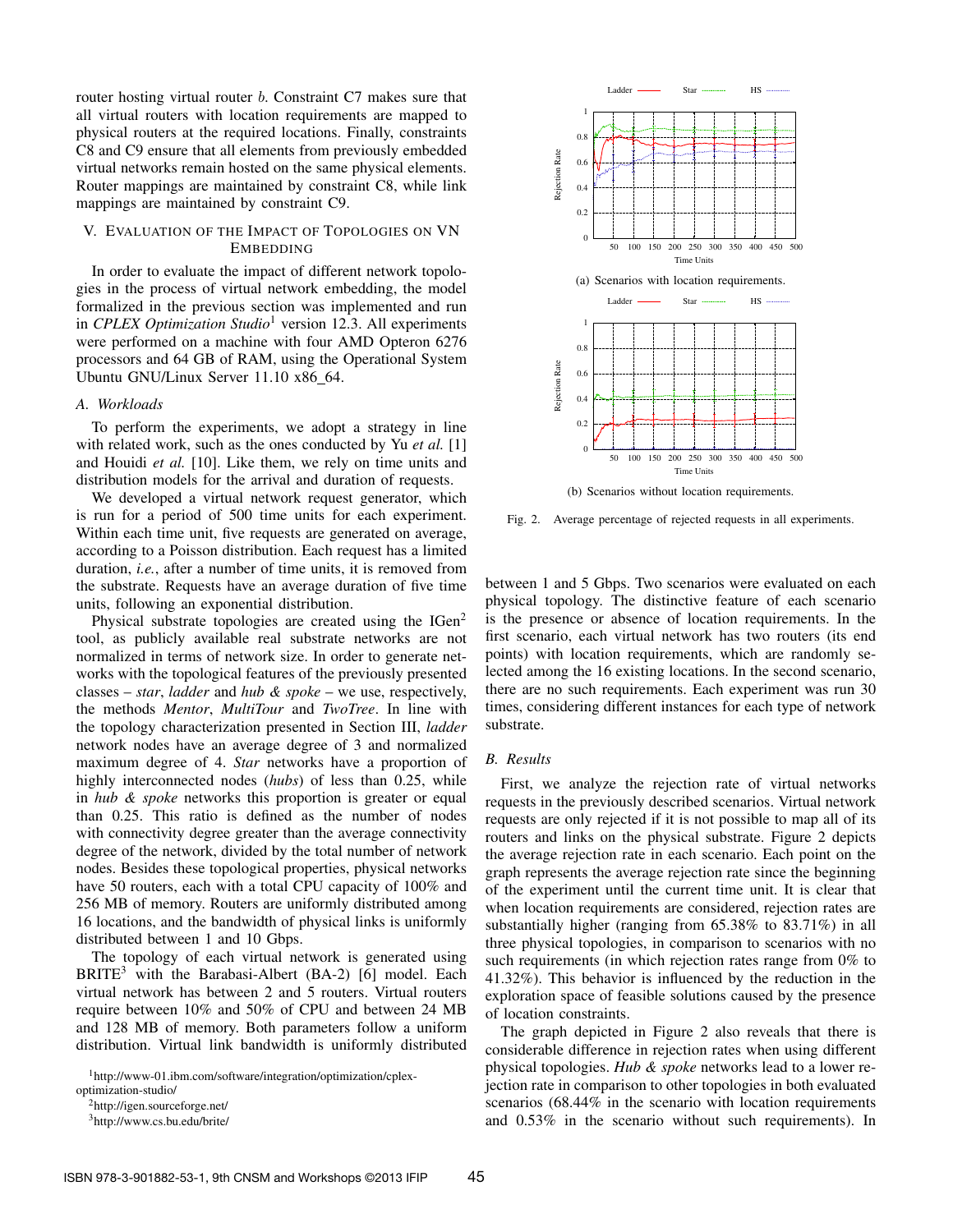router hosting virtual router $b$. Constraint C7 makes sure that all virtual routers with location requirements are mapped to physical routers at the required locations. Finally, constraints C8 and C9 ensure that all elements from previously embedded virtual networks remain hosted on the same physical elements. Router mappings are maintained by constraint C8, while link mappings are maintained by constraint C9.

## V. Evaluation of the Impact of Topologies on VN Embedding

In order to evaluate the impact of different network topologies in the process of virtual network embedding, the model formalized in the previous section was implemented and run in *CPLEX Optimization Studio*[1] version 12.3. All experiments were performed on a machine with four AMD Opteron 6276 processors and 64 GB of RAM, using the Operational System Ubuntu GNU/Linux Server 11.10 x86_64.

### A. Workloads

To perform the experiments, we adopt a strategy in line with related work, such as the ones conducted by Yu *et al.* [1] and Houidi *et al.* [10]. Like them, we rely on time units and distribution models for the arrival and duration of requests.

We developed a virtual network request generator, which is run for a period of 500 time units for each experiment. Within each time unit, five requests are generated on average, according to a Poisson distribution. Each request has a limited duration, *i.e.*, after a number of time units, it is removed from the substrate. Requests have an average duration of five time units, following an exponential distribution.

Physical substrate topologies are created using the IGen[2] tool, as publicly available real substrate networks are not normalized in terms of network size. In order to generate networks with the topological features of the previously presented classes – *star*, *ladder* and *hub & spoke* – we use, respectively, the methods *Mentor*, *MultiTour* and *TwoTree*. In line with the topology characterization presented in Section III, *ladder* network nodes have an average degree of 3 and normalized maximum degree of 4. *Star* networks have a proportion of highly interconnected nodes (*hubs*) of less than 0.25, while in *hub & spoke* networks this proportion is greater or equal than 0.25. This ratio is defined as the number of nodes with connectivity degree greater than the average connectivity degree of the network, divided by the total number of network nodes. Besides these topological properties, physical networks have 50 routers, each with a total CPU capacity of 100% and 256 MB of memory. Routers are uniformly distributed among 16 locations, and the bandwidth of physical links is uniformly distributed between 1 and 10 Gbps.

The topology of each virtual network is generated using BRITE[3] with the Barabasi-Albert (BA-2) [6] model. Each virtual network has between 2 and 5 routers. Virtual routers require between 10% and 50% of CPU and between 24 MB and 128 MB of memory. Both parameters follow a uniform distribution. Virtual link bandwidth is uniformly distributed between 1 and 5 Gbps. Two scenarios were evaluated on each physical topology. The distinctive feature of each scenario is the presence or absence of location requirements. In the first scenario, each virtual network has two routers (its end points) with location requirements, which are randomly selected among the 16 existing locations. In the second scenario, there are no such requirements. Each experiment was run 30 times, considering different instances for each type of network substrate.

[1] http://www-01.ibm.com/software/integration/optimization/cplex-optimization-studio/

[2] http://igen.sourceforge.net/

[3] http://www.cs.bu.edu/brite/

(a) Scenarios with location requirements.

(b) Scenarios without location requirements.

Fig. 2. Average percentage of rejected requests in all experiments.

### B. Results

First, we analyze the rejection rate of virtual networks requests in the previously described scenarios. Virtual network requests are only rejected if it is not possible to map all of its routers and links on the physical substrate. Figure 2 depicts the average rejection rate in each scenario. Each point on the graph represents the average rejection rate since the beginning of the experiment until the current time unit. It is clear that when location requirements are considered, rejection rates are substantially higher (ranging from 65.38% to 83.71%) in all three physical topologies, in comparison to scenarios with no such requirements (in which rejection rates range from 0% to 41.32%). This behavior is influenced by the reduction in the exploration space of feasible solutions caused by the presence of location constraints.

The graph depicted in Figure 2 also reveals that there is considerable difference in rejection rates when using different physical topologies. *Hub & spoke* networks lead to a lower rejection rate in comparison to other topologies in both evaluated scenarios (68.44% in the scenario with location requirements and 0.53% in the scenario without such requirements). In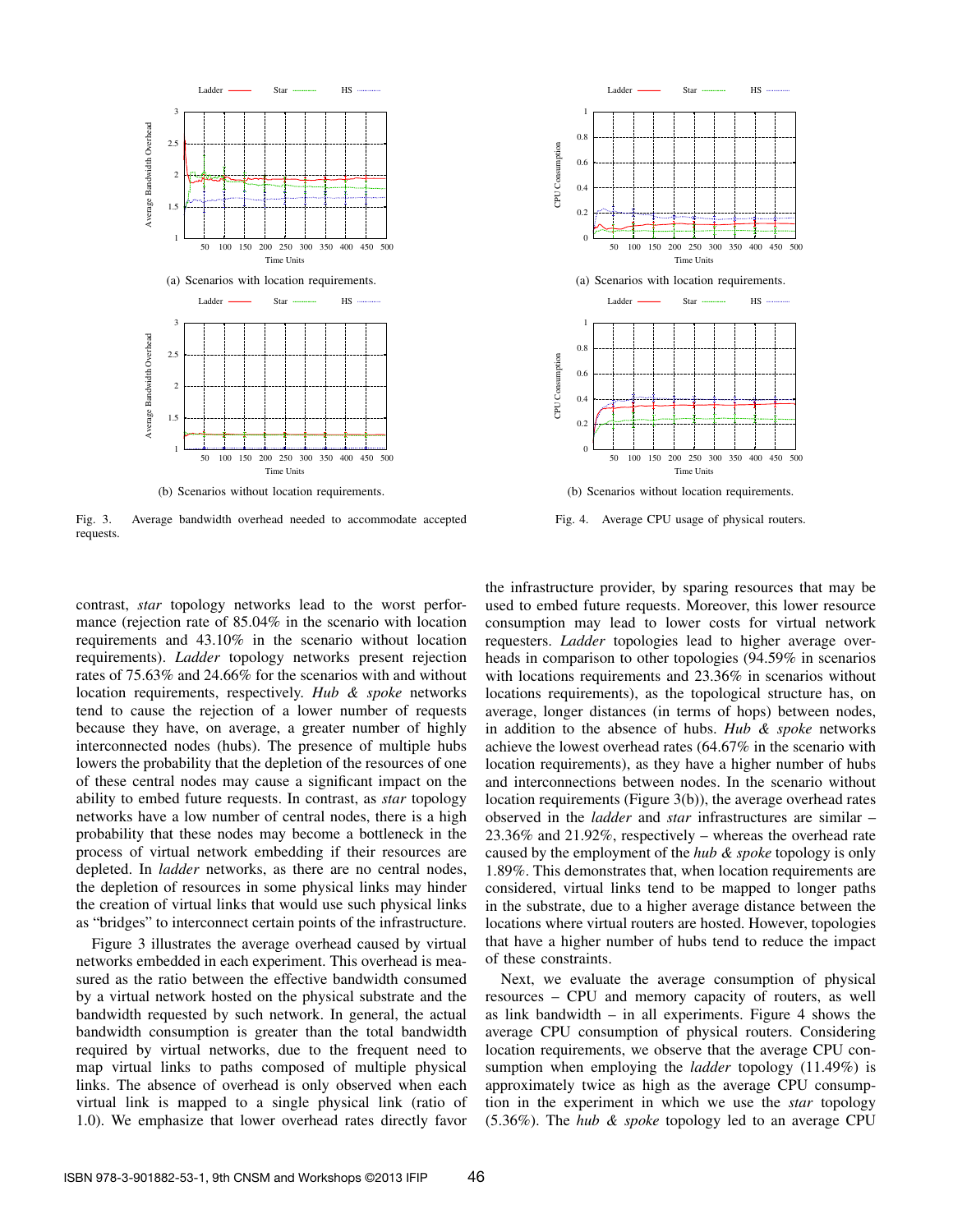Ladder Star HS

Average Bandwidth Overhead

3
2.5
2
1.5
1

50 100 150 200 250 300 350 400 450 500

Time Units

(a) Scenarios with location requirements.

Ladder Star HS

Average Bandwidth Overhead

3
2.5
2
1.5
1

50 100 150 200 250 300 350 400 450 500

Time Units

(b) Scenarios without location requirements.

Fig. 3. Average bandwidth overhead needed to accommodate accepted requests.

Ladder Star HS

CPU Consumption

1
0.8
0.6
0.4
0.2
0

50 100 150 200 250 300 350 400 450 500

Time Units

(a) Scenarios with location requirements.

Ladder Star HS

CPU Consumption

1
0.8
0.6
0.4
0.2
0

50 100 150 200 250 300 350 400 450 500

Time Units

(b) Scenarios without location requirements.

Fig. 4. Average CPU usage of physical routers.

contrast, *star* topology networks lead to the worst performance (rejection rate of 85.04% in the scenario with location requirements and 43.10% in the scenario without location requirements). *Ladder* topology networks present rejection rates of 75.63% and 24.66% for the scenarios with and without location requirements, respectively. *Hub & spoke* networks tend to cause the rejection of a lower number of requests because they have, on average, a greater number of highly interconnected nodes (hubs). The presence of multiple hubs lowers the probability that the depletion of the resources of one of these central nodes may cause a significant impact on the ability to embed future requests. In contrast, as *star* topology networks have a low number of central nodes, there is a high probability that these nodes may become a bottleneck in the process of virtual network embedding if their resources are depleted. In *ladder* networks, as there are no central nodes, the depletion of resources in some physical links may hinder the creation of virtual links that would use such physical links as "bridges" to interconnect certain points of the infrastructure.

Figure 3 illustrates the average overhead caused by virtual networks embedded in each experiment. This overhead is measured as the ratio between the effective bandwidth consumed by a virtual network hosted on the physical substrate and the bandwidth requested by such network. In general, the actual bandwidth consumption is greater than the total bandwidth required by virtual networks, due to the frequent need to map virtual links to paths composed of multiple physical links. The absence of overhead is only observed when each virtual link is mapped to a single physical link (ratio of 1.0). We emphasize that lower overhead rates directly favor the infrastructure provider, by sparing resources that may be used to embed future requests. Moreover, this lower resource consumption may lead to lower costs for virtual network requesters. *Ladder* topologies lead to higher average overheads in comparison to other topologies (94.59% in scenarios with locations requirements and 23.36% in scenarios without locations requirements), as the topological structure has, on average, longer distances (in terms of hops) between nodes, in addition to the absence of hubs. *Hub & spoke* networks achieve the lowest overhead rates (64.67% in the scenario with location requirements), as they have a higher number of hubs and interconnections between nodes. In the scenario without location requirements (Figure 3(b)), the average overhead rates observed in the *ladder* and *star* infrastructures are similar – 23.36% and 21.92%, respectively – whereas the overhead rate caused by the employment of the *hub & spoke* topology is only 1.89%. This demonstrates that, when location requirements are considered, virtual links tend to be mapped to longer paths in the substrate, due to a higher average distance between the locations where virtual routers are hosted. However, topologies that have a higher number of hubs tend to reduce the impact of these constraints.

Next, we evaluate the average consumption of physical resources – CPU and memory capacity of routers, as well as link bandwidth – in all experiments. Figure 4 shows the average CPU consumption of physical routers. Considering location requirements, we observe that the average CPU consumption when employing the *ladder* topology (11.49%) is approximately twice as high as the average CPU consumption in the experiment in which we use the *star* topology (5.36%). The *hub & spoke* topology led to an average CPU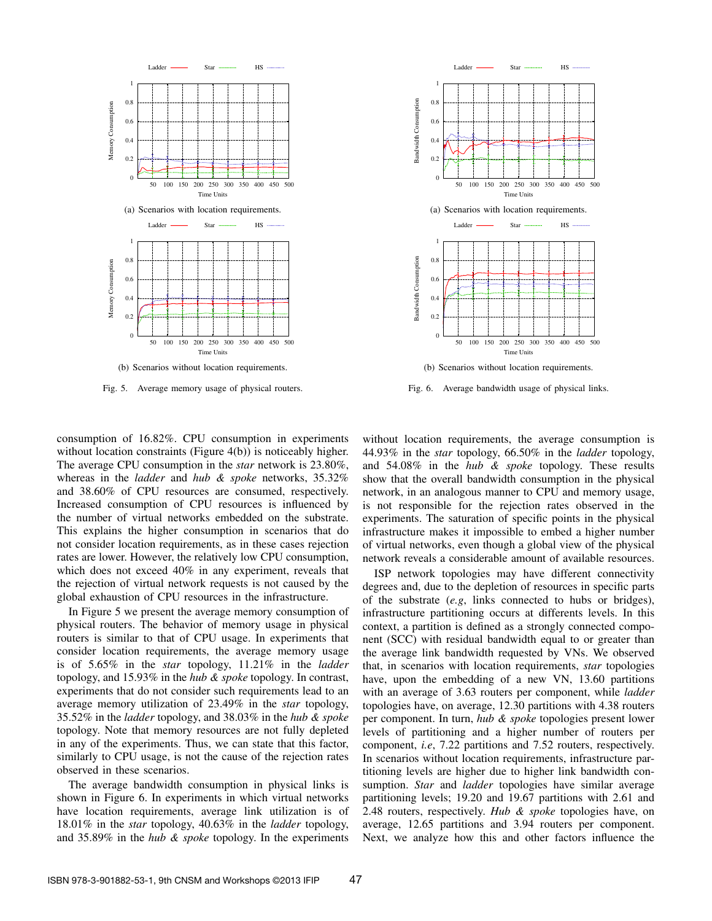(a) Scenarios with location requirements.

(b) Scenarios without location requirements.

Fig. 5. Average memory usage of physical routers.

(a) Scenarios with location requirements.

(b) Scenarios without location requirements.

Fig. 6. Average bandwidth usage of physical links.

consumption of 16.82%. CPU consumption in experiments without location constraints (Figure 4(b)) is noticeably higher. The average CPU consumption in the *star* network is 23.80%, whereas in the *ladder* and *hub & spoke* networks, 35.32% and 38.60% of CPU resources are consumed, respectively. Increased consumption of CPU resources is influenced by the number of virtual networks embedded on the substrate. This explains the higher consumption in scenarios that do not consider location requirements, as in these cases rejection rates are lower. However, the relatively low CPU consumption, which does not exceed 40% in any experiment, reveals that the rejection of virtual network requests is not caused by the global exhaustion of CPU resources in the infrastructure.

In Figure 5 we present the average memory consumption of physical routers. The behavior of memory usage in physical routers is similar to that of CPU usage. In experiments that consider location requirements, the average memory usage is of 5.65% in the *star* topology, 11.21% in the *ladder* topology, and 15.93% in the *hub & spoke* topology. In contrast, experiments that do not consider such requirements lead to an average memory utilization of 23.49% in the *star* topology, 35.52% in the *ladder* topology, and 38.03% in the *hub & spoke* topology. Note that memory resources are not fully depleted in any of the experiments. Thus, we can state that this factor, similarly to CPU usage, is not the cause of the rejection rates observed in these scenarios.

The average bandwidth consumption in physical links is shown in Figure 6. In experiments in which virtual networks have location requirements, average link utilization is of 18.01% in the *star* topology, 40.63% in the *ladder* topology, and 35.89% in the *hub & spoke* topology. In the experiments without location requirements, the average consumption is 44.93% in the *star* topology, 66.50% in the *ladder* topology, and 54.08% in the *hub & spoke* topology. These results show that the overall bandwidth consumption in the physical network, in an analogous manner to CPU and memory usage, is not responsible for the rejection rates observed in the experiments. The saturation of specific points in the physical infrastructure makes it impossible to embed a higher number of virtual networks, even though a global view of the physical network reveals a considerable amount of available resources.

ISP network topologies may have different connectivity degrees and, due to the depletion of resources in specific parts of the substrate (*e.g*, links connected to hubs or bridges), infrastructure partitioning occurs at differents levels. In this context, a partition is defined as a strongly connected component (SCC) with residual bandwidth equal to or greater than the average link bandwidth requested by VNs. We observed that, in scenarios with location requirements, *star* topologies have, upon the embedding of a new VN, 13.60 partitions with an average of 3.63 routers per component, while *ladder* topologies have, on average, 12.30 partitions with 4.38 routers per component. In turn, *hub & spoke* topologies present lower levels of partitioning and a higher number of routers per component, *i.e*, 7.22 partitions and 7.52 routers, respectively. In scenarios without location requirements, infrastructure partitioning levels are higher due to higher link bandwidth consumption. *Star* and *ladder* topologies have similar average partitioning levels; 19.20 and 19.67 partitions with 2.61 and 2.48 routers, respectively. *Hub & spoke* topologies have, on average, 12.65 partitions and 3.94 routers per component. Next, we analyze how this and other factors influence the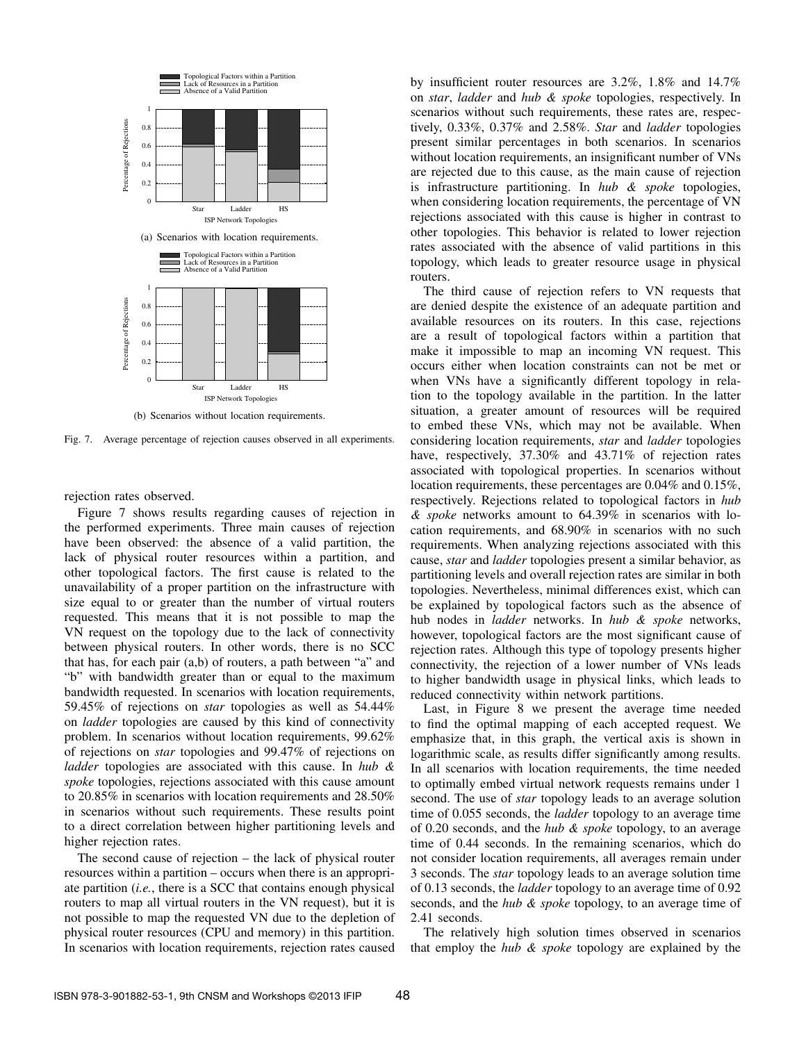(a) Scenarios with location requirements.

(b) Scenarios without location requirements.

Fig. 7. Average percentage of rejection causes observed in all experiments.

rejection rates observed.

Figure 7 shows results regarding causes of rejection in the performed experiments. Three main causes of rejection have been observed: the absence of a valid partition, the lack of physical router resources within a partition, and other topological factors. The first cause is related to the unavailability of a proper partition on the infrastructure with size equal to or greater than the number of virtual routers requested. This means that it is not possible to map the VN request on the topology due to the lack of connectivity between physical routers. In other words, there is no SCC that has, for each pair (a,b) of routers, a path between "a" and "b" with bandwidth greater than or equal to the maximum bandwidth requested. In scenarios with location requirements, 59.45% of rejections on *star* topologies as well as 54.44% on *ladder* topologies are caused by this kind of connectivity problem. In scenarios without location requirements, 99.62% of rejections on *star* topologies and 99.47% of rejections on *ladder* topologies are associated with this cause. In *hub & spoke* topologies, rejections associated with this cause amount to 20.85% in scenarios with location requirements and 28.50% in scenarios without such requirements. These results point to a direct correlation between higher partitioning levels and higher rejection rates.

The second cause of rejection – the lack of physical router resources within a partition – occurs when there is an appropriate partition (*i.e.*, there is a SCC that contains enough physical routers to map all virtual routers in the VN request), but it is not possible to map the requested VN due to the depletion of physical router resources (CPU and memory) in this partition. In scenarios with location requirements, rejection rates caused by insufficient router resources are 3.2%, 1.8% and 14.7% on *star*, *ladder* and *hub & spoke* topologies, respectively. In scenarios without such requirements, these rates are, respectively, 0.33%, 0.37% and 2.58%. *Star* and *ladder* topologies present similar percentages in both scenarios. In scenarios without location requirements, an insignificant number of VNs are rejected due to this cause, as the main cause of rejection is infrastructure partitioning. In *hub & spoke* topologies, when considering location requirements, the percentage of VN rejections associated with this cause is higher in contrast to other topologies. This behavior is related to lower rejection rates associated with the absence of valid partitions in this topology, which leads to greater resource usage in physical routers.

The third cause of rejection refers to VN requests that are denied despite the existence of an adequate partition and available resources on its routers. In this case, rejections are a result of topological factors within a partition that make it impossible to map an incoming VN request. This occurs either when location constraints can not be met or when VNs have a significantly different topology in relation to the topology available in the partition. In the latter situation, a greater amount of resources will be required to embed these VNs, which may not be available. When considering location requirements, *star* and *ladder* topologies have, respectively, 37.30% and 43.71% of rejection rates associated with topological properties. In scenarios without location requirements, these percentages are 0.04% and 0.15%, respectively. Rejections related to topological factors in *hub & spoke* networks amount to 64.39% in scenarios with location requirements, and 68.90% in scenarios with no such requirements. When analyzing rejections associated with this cause, *star* and *ladder* topologies present a similar behavior, as partitioning levels and overall rejection rates are similar in both topologies. Nevertheless, minimal differences exist, which can be explained by topological factors such as the absence of hub nodes in *ladder* networks. In *hub & spoke* networks, however, topological factors are the most significant cause of rejection rates. Although this type of topology presents higher connectivity, the rejection of a lower number of VNs leads to higher bandwidth usage in physical links, which leads to reduced connectivity within network partitions.

Last, in Figure 8 we present the average time needed to find the optimal mapping of each accepted request. We emphasize that, in this graph, the vertical axis is shown in logarithmic scale, as results differ significantly among results. In all scenarios with location requirements, the time needed to optimally embed virtual network requests remains under 1 second. The use of *star* topology leads to an average solution time of 0.055 seconds, the *ladder* topology to an average time of 0.20 seconds, and the *hub & spoke* topology, to an average time of 0.44 seconds. In the remaining scenarios, which do not consider location requirements, all averages remain under 3 seconds. The *star* topology leads to an average solution time of 0.13 seconds, the *ladder* topology to an average time of 0.92 seconds, and the *hub & spoke* topology, to an average time of 2.41 seconds.

The relatively high solution times observed in scenarios that employ the *hub & spoke* topology are explained by the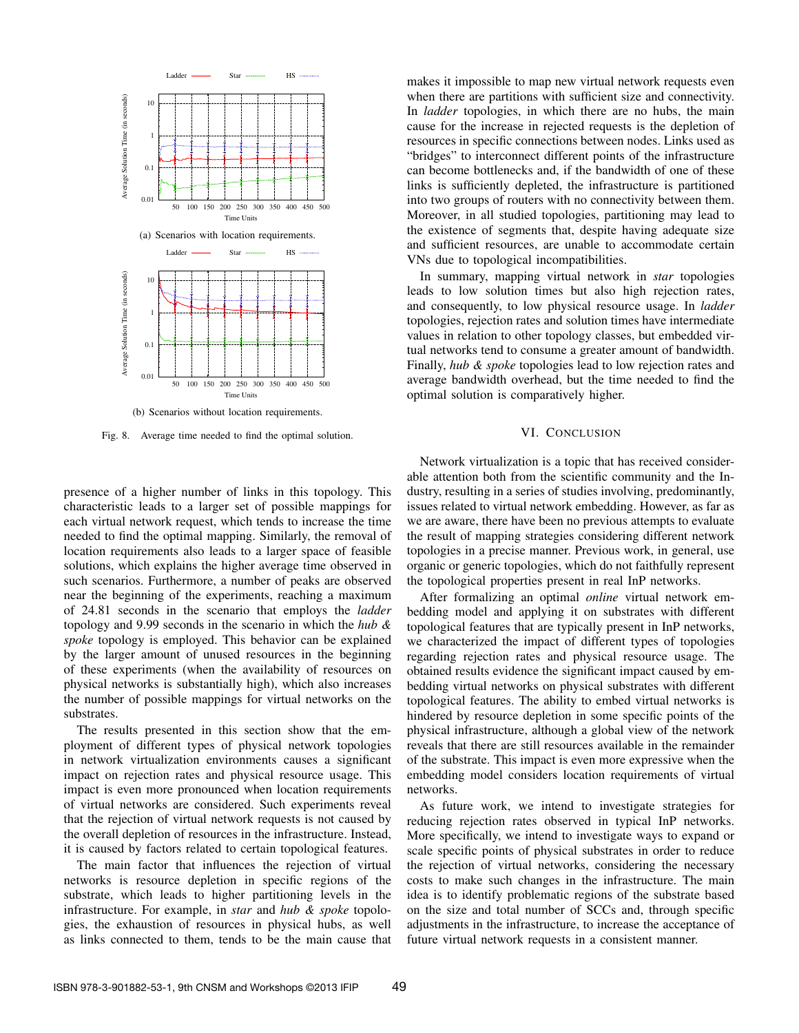Ladder Star HS

Average Solution Time (in seconds)

10

1

0.1

0.01

50 100 150 200 250 300 350 400 450 500

Time Units

(a) Scenarios with location requirements.

Ladder Star HS

Average Solution Time (in seconds)

10

1

0.1

0.01

50 100 150 200 250 300 350 400 450 500

Time Units

(b) Scenarios without location requirements.

Fig. 8. Average time needed to find the optimal solution.

presence of a higher number of links in this topology. This characteristic leads to a larger set of possible mappings for each virtual network request, which tends to increase the time needed to find the optimal mapping. Similarly, the removal of location requirements also leads to a larger space of feasible solutions, which explains the higher average time observed in such scenarios. Furthermore, a number of peaks are observed near the beginning of the experiments, reaching a maximum of 24.81 seconds in the scenario that employs the *ladder* topology and 9.99 seconds in the scenario in which the *hub & spoke* topology is employed. This behavior can be explained by the larger amount of unused resources in the beginning of these experiments (when the availability of resources on physical networks is substantially high), which also increases the number of possible mappings for virtual networks on the substrates.

The results presented in this section show that the employment of different types of physical network topologies in network virtualization environments causes a significant impact on rejection rates and physical resource usage. This impact is even more pronounced when location requirements of virtual networks are considered. Such experiments reveal that the rejection of virtual network requests is not caused by the overall depletion of resources in the infrastructure. Instead, it is caused by factors related to certain topological features.

The main factor that influences the rejection of virtual networks is resource depletion in specific regions of the substrate, which leads to higher partitioning levels in the infrastructure. For example, in *star* and *hub & spoke* topologies, the exhaustion of resources in physical hubs, as well as links connected to them, tends to be the main cause that makes it impossible to map new virtual network requests even when there are partitions with sufficient size and connectivity. In *ladder* topologies, in which there are no hubs, the main cause for the increase in rejected requests is the depletion of resources in specific connections between nodes. Links used as "bridges" to interconnect different points of the infrastructure can become bottlenecks and, if the bandwidth of one of these links is sufficiently depleted, the infrastructure is partitioned into two groups of routers with no connectivity between them. Moreover, in all studied topologies, partitioning may lead to the existence of segments that, despite having adequate size and sufficient resources, are unable to accommodate certain VNs due to topological incompatibilities.

In summary, mapping virtual network in *star* topologies leads to low solution times but also high rejection rates, and consequently, to low physical resource usage. In *ladder* topologies, rejection rates and solution times have intermediate values in relation to other topology classes, but embedded virtual networks tend to consume a greater amount of bandwidth. Finally, *hub & spoke* topologies lead to low rejection rates and average bandwidth overhead, but the time needed to find the optimal solution is comparatively higher.

## VI. Conclusion

Network virtualization is a topic that has received considerable attention both from the scientific community and the Industry, resulting in a series of studies involving, predominantly, issues related to virtual network embedding. However, as far as we are aware, there have been no previous attempts to evaluate the result of mapping strategies considering different network topologies in a precise manner. Previous work, in general, use organic or generic topologies, which do not faithfully represent the topological properties present in real InP networks.

After formalizing an optimal *online* virtual network embedding model and applying it on substrates with different topological features that are typically present in InP networks, we characterized the impact of different types of topologies regarding rejection rates and physical resource usage. The obtained results evidence the significant impact caused by embedding virtual networks on physical substrates with different topological features. The ability to embed virtual networks is hindered by resource depletion in some specific points of the physical infrastructure, although a global view of the network reveals that there are still resources available in the remainder of the substrate. This impact is even more expressive when the embedding model considers location requirements of virtual networks.

As future work, we intend to investigate strategies for reducing rejection rates observed in typical InP networks. More specifically, we intend to investigate ways to expand or scale specific points of physical substrates in order to reduce the rejection of virtual networks, considering the necessary costs to make such changes in the infrastructure. The main idea is to identify problematic regions of the substrate based on the size and total number of SCCs and, through specific adjustments in the infrastructure, to increase the acceptance of future virtual network requests in a consistent manner.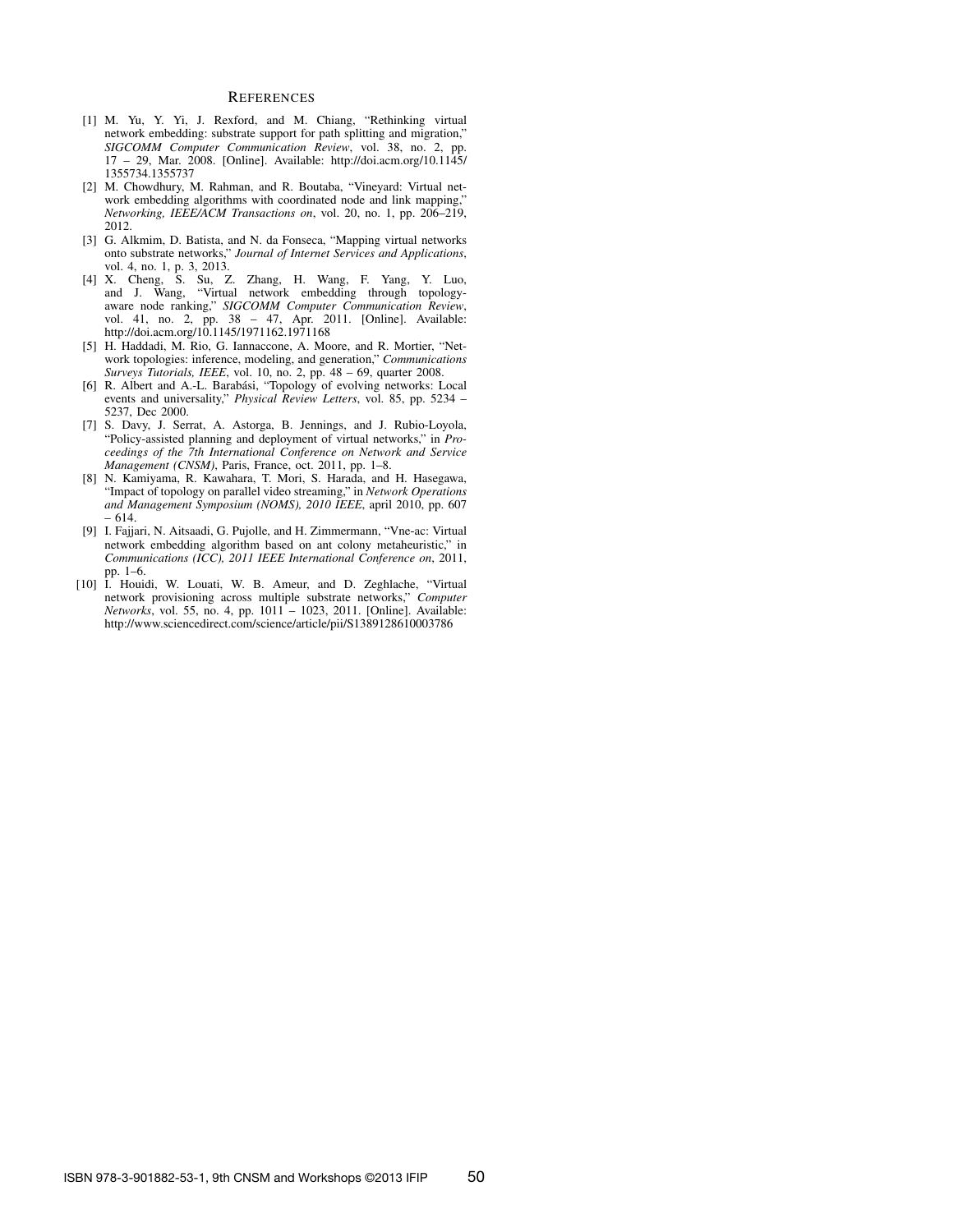## REFERENCES

[1] M. Yu, Y. Yi, J. Rexford, and M. Chiang, "Rethinking virtual network embedding: substrate support for path splitting and migration," *SIGCOMM Computer Communication Review*, vol. 38, no. 2, pp. 17 – 29, Mar. 2008. [Online]. Available: http://doi.acm.org/10.1145/1355734.1355737

[2] M. Chowdhury, M. Rahman, and R. Boutaba, "Vineyard: Virtual network embedding algorithms with coordinated node and link mapping," *Networking, IEEE/ACM Transactions on*, vol. 20, no. 1, pp. 206–219, 2012.

[3] G. Alkmim, D. Batista, and N. da Fonseca, "Mapping virtual networks onto substrate networks," *Journal of Internet Services and Applications*, vol. 4, no. 1, p. 3, 2013.

[4] X. Cheng, S. Su, Z. Zhang, H. Wang, F. Yang, Y. Luo, and J. Wang, "Virtual network embedding through topology-aware node ranking," *SIGCOMM Computer Communication Review*, vol. 41, no. 2, pp. 38 – 47, Apr. 2011. [Online]. Available: http://doi.acm.org/10.1145/1971162.1971168

[5] H. Haddadi, M. Rio, G. Iannaccone, A. Moore, and R. Mortier, "Network topologies: inference, modeling, and generation," *Communications Surveys Tutorials, IEEE*, vol. 10, no. 2, pp. 48 – 69, quarter 2008.

[6] R. Albert and A.-L. Barabási, "Topology of evolving networks: Local events and universality," *Physical Review Letters*, vol. 85, pp. 5234 – 5237, Dec 2000.

[7] S. Davy, J. Serrat, A. Astorga, B. Jennings, and J. Rubio-Loyola, "Policy-assisted planning and deployment of virtual networks," in *Proceedings of the 7th International Conference on Network and Service Management (CNSM)*, Paris, France, oct. 2011, pp. 1–8.

[8] N. Kamiyama, R. Kawahara, T. Mori, S. Harada, and H. Hasegawa, "Impact of topology on parallel video streaming," in *Network Operations and Management Symposium (NOMS), 2010 IEEE*, april 2010, pp. 607 – 614.

[9] I. Fajjari, N. Aitsaadi, G. Pujolle, and H. Zimmermann, "Vne-ac: Virtual network embedding algorithm based on ant colony metaheuristic," in *Communications (ICC), 2011 IEEE International Conference on*, 2011, pp. 1–6.

[10] I. Houidi, W. Louati, W. B. Ameur, and D. Zeghlache, "Virtual network provisioning across multiple substrate networks," *Computer Networks*, vol. 55, no. 4, pp. 1011 – 1023, 2011. [Online]. Available: http://www.sciencedirect.com/science/article/pii/S1389128610003786